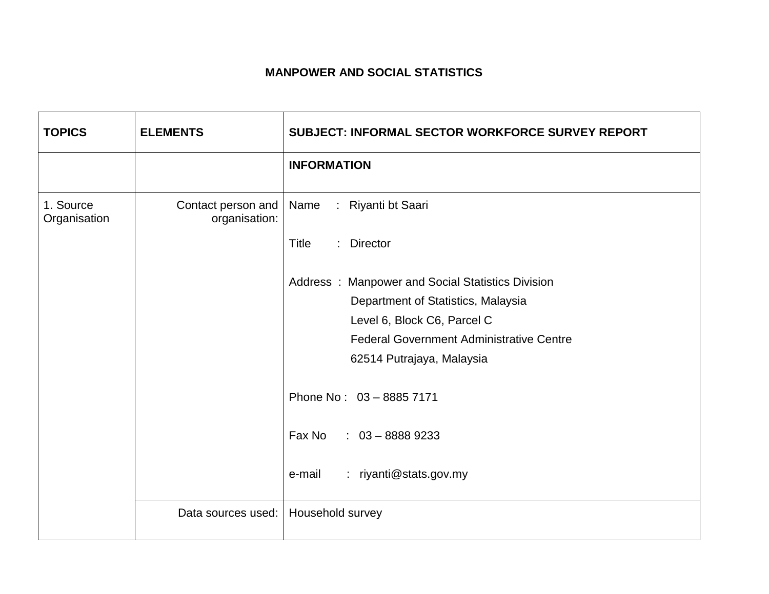# MANPOWER AND SOCIAL STATISTICS

| TOPICS | ELEMENTS | SUBJECT: INFORMAL SECTOR WORKFORCE SURVEY REPORT |
|---|---|---|
| | | **INFORMATION** |
| 1. Source Organisation | Contact person and organisation: | Name : Riyanti bt Saari<br><br>Title : Director<br><br>Address : Manpower and Social Statistics Division<br>Department of Statistics, Malaysia<br>Level 6, Block C6, Parcel C<br>Federal Government Administrative Centre<br>62514 Putrajaya, Malaysia<br><br>Phone No : 03 – 8885 7171<br><br>Fax No : 03 – 8888 9233<br><br>e-mail : riyanti@stats.gov.my |
| | Data sources used: | Household survey |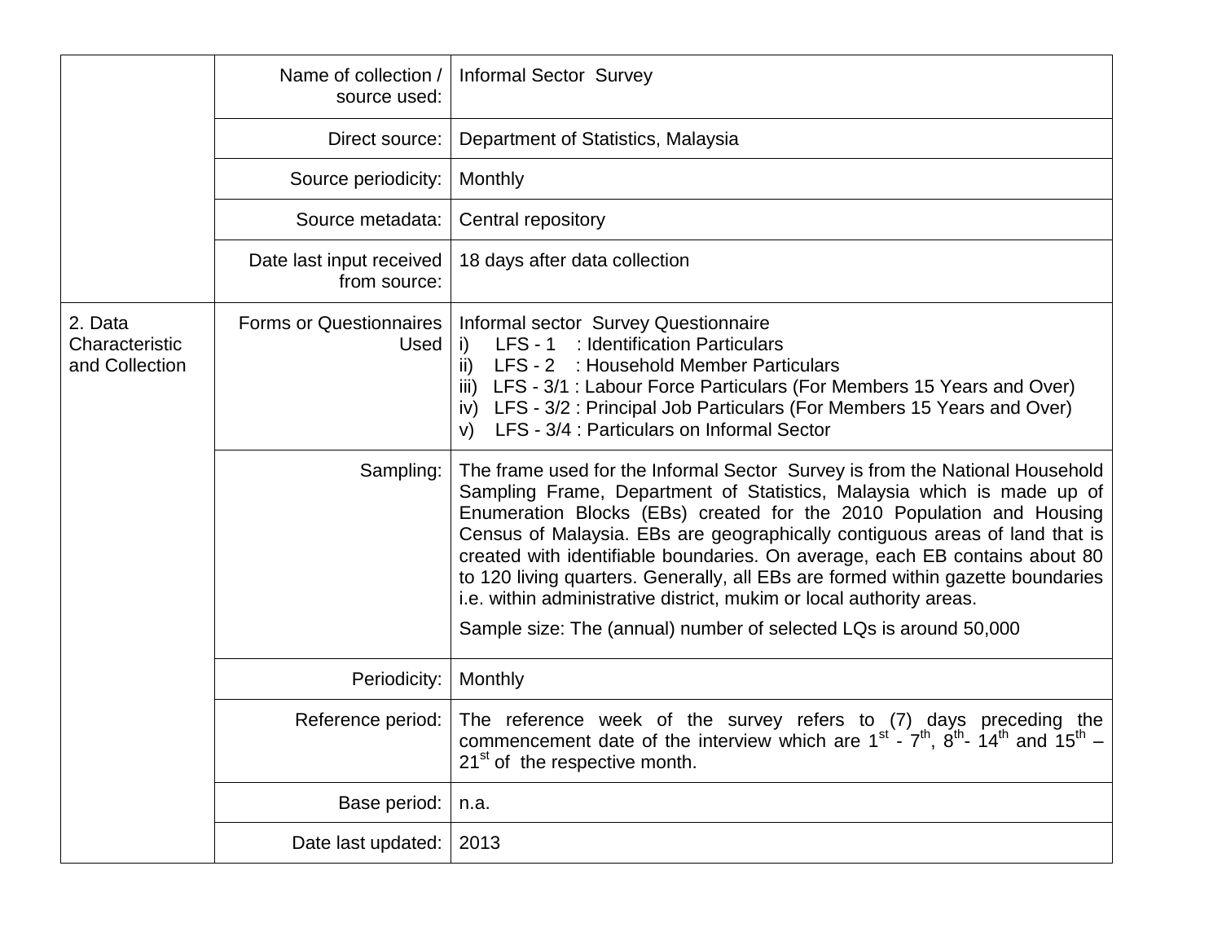| | | |
|---|---|---|
| | Name of collection / source used: | Informal Sector Survey |
| | Direct source: | Department of Statistics, Malaysia |
| | Source periodicity: | Monthly |
| | Source metadata: | Central repository |
| | Date last input received from source: | 18 days after data collection |
| 2. Data Characteristic and Collection | Forms or Questionnaires Used | Informal sector Survey Questionnaire<br>i) LFS - 1 : Identification Particulars<br>ii) LFS - 2 : Household Member Particulars<br>iii) LFS - 3/1 : Labour Force Particulars (For Members 15 Years and Over)<br>iv) LFS - 3/2 : Principal Job Particulars (For Members 15 Years and Over)<br>v) LFS - 3/4 : Particulars on Informal Sector |
| | Sampling: | The frame used for the Informal Sector Survey is from the National Household Sampling Frame, Department of Statistics, Malaysia which is made up of Enumeration Blocks (EBs) created for the 2010 Population and Housing Census of Malaysia. EBs are geographically contiguous areas of land that is created with identifiable boundaries. On average, each EB contains about 80 to 120 living quarters. Generally, all EBs are formed within gazette boundaries i.e. within administrative district, mukim or local authority areas.<br><br>Sample size: The (annual) number of selected LQs is around 50,000 |
| | Periodicity: | Monthly |
| | Reference period: | The reference week of the survey refers to (7) days preceding the commencement date of the interview which are 1st - 7th, 8th- 14th and 15th – 21st of the respective month. |
| | Base period: | n.a. |
| | Date last updated: | 2013 |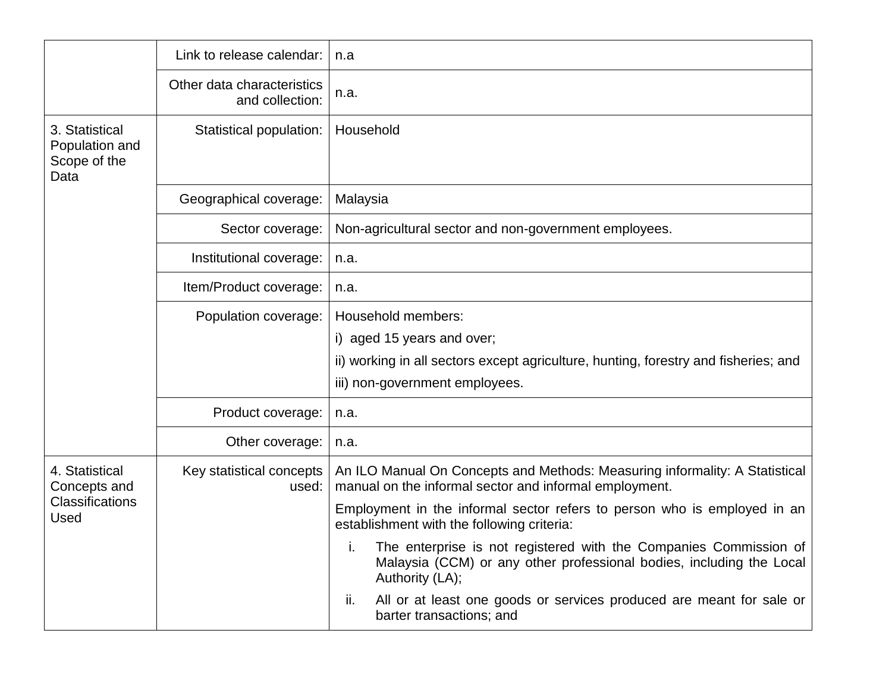| | | |
|---|---|---|
| | Link to release calendar: | n.a |
| | Other data characteristics and collection: | n.a. |
| 3. Statistical Population and Scope of the Data | Statistical population: | Household |
| | Geographical coverage: | Malaysia |
| | Sector coverage: | Non-agricultural sector and non-government employees. |
| | Institutional coverage: | n.a. |
| | Item/Product coverage: | n.a. |
| | Population coverage: | Household members:<br>i) aged 15 years and over;<br>ii) working in all sectors except agriculture, hunting, forestry and fisheries; and<br>iii) non-government employees. |
| | Product coverage: | n.a. |
| | Other coverage: | n.a. |
| 4. Statistical Concepts and Classifications Used | Key statistical concepts used: | An ILO Manual On Concepts and Methods: Measuring informality: A Statistical manual on the informal sector and informal employment.<br>Employment in the informal sector refers to person who is employed in an establishment with the following criteria:<br>i. The enterprise is not registered with the Companies Commission of Malaysia (CCM) or any other professional bodies, including the Local Authority (LA);<br>ii. All or at least one goods or services produced are meant for sale or barter transactions; and |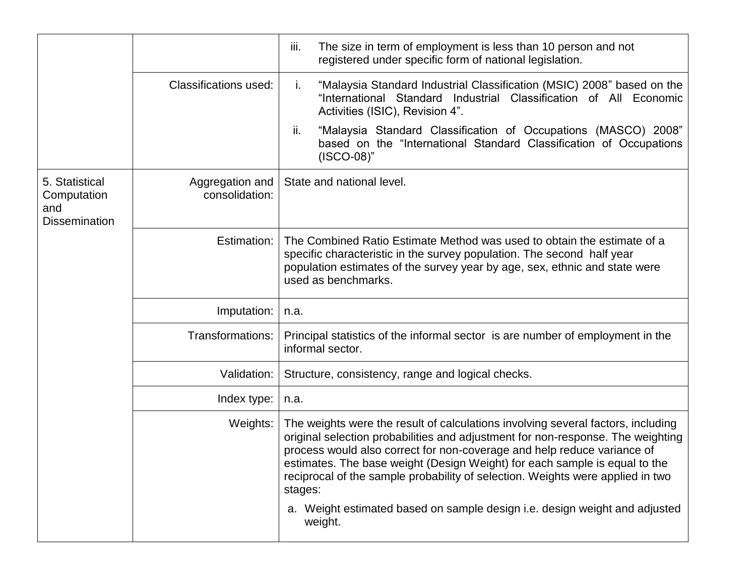| | | |
|---|---|---|
| | | iii. The size in term of employment is less than 10 person and not registered under specific form of national legislation. |
| | Classifications used: | i. "Malaysia Standard Industrial Classification (MSIC) 2008" based on the "International Standard Industrial Classification of All Economic Activities (ISIC), Revision 4".<br>ii. "Malaysia Standard Classification of Occupations (MASCO) 2008" based on the "International Standard Classification of Occupations (ISCO-08)" |
| 5. Statistical Computation and Dissemination | Aggregation and consolidation: | State and national level. |
| | Estimation: | The Combined Ratio Estimate Method was used to obtain the estimate of a specific characteristic in the survey population. The second half year population estimates of the survey year by age, sex, ethnic and state were used as benchmarks. |
| | Imputation: | n.a. |
| | Transformations: | Principal statistics of the informal sector is are number of employment in the informal sector. |
| | Validation: | Structure, consistency, range and logical checks. |
| | Index type: | n.a. |
| | Weights: | The weights were the result of calculations involving several factors, including original selection probabilities and adjustment for non-response. The weighting process would also correct for non-coverage and help reduce variance of estimates. The base weight (Design Weight) for each sample is equal to the reciprocal of the sample probability of selection. Weights were applied in two stages:<br>a. Weight estimated based on sample design i.e. design weight and adjusted weight. |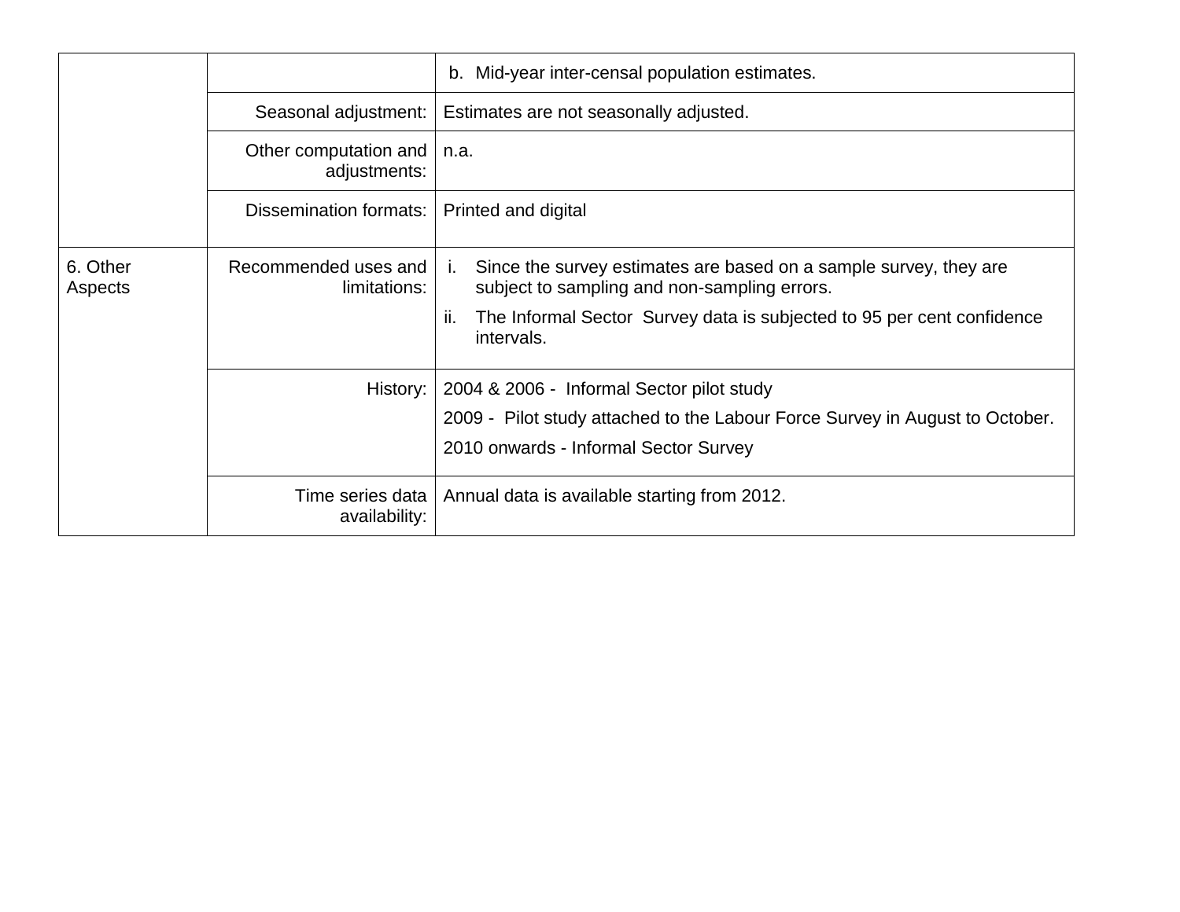| | | |
|---|---|---|
| | | b. Mid-year inter-censal population estimates. |
| | Seasonal adjustment: | Estimates are not seasonally adjusted. |
| | Other computation and adjustments: | n.a. |
| | Dissemination formats: | Printed and digital |
| 6. Other Aspects | Recommended uses and limitations: | i. Since the survey estimates are based on a sample survey, they are subject to sampling and non-sampling errors.<br>ii. The Informal Sector Survey data is subjected to 95 per cent confidence intervals. |
| | History: | 2004 & 2006 - Informal Sector pilot study<br>2009 - Pilot study attached to the Labour Force Survey in August to October.<br>2010 onwards - Informal Sector Survey |
| | Time series data availability: | Annual data is available starting from 2012. |